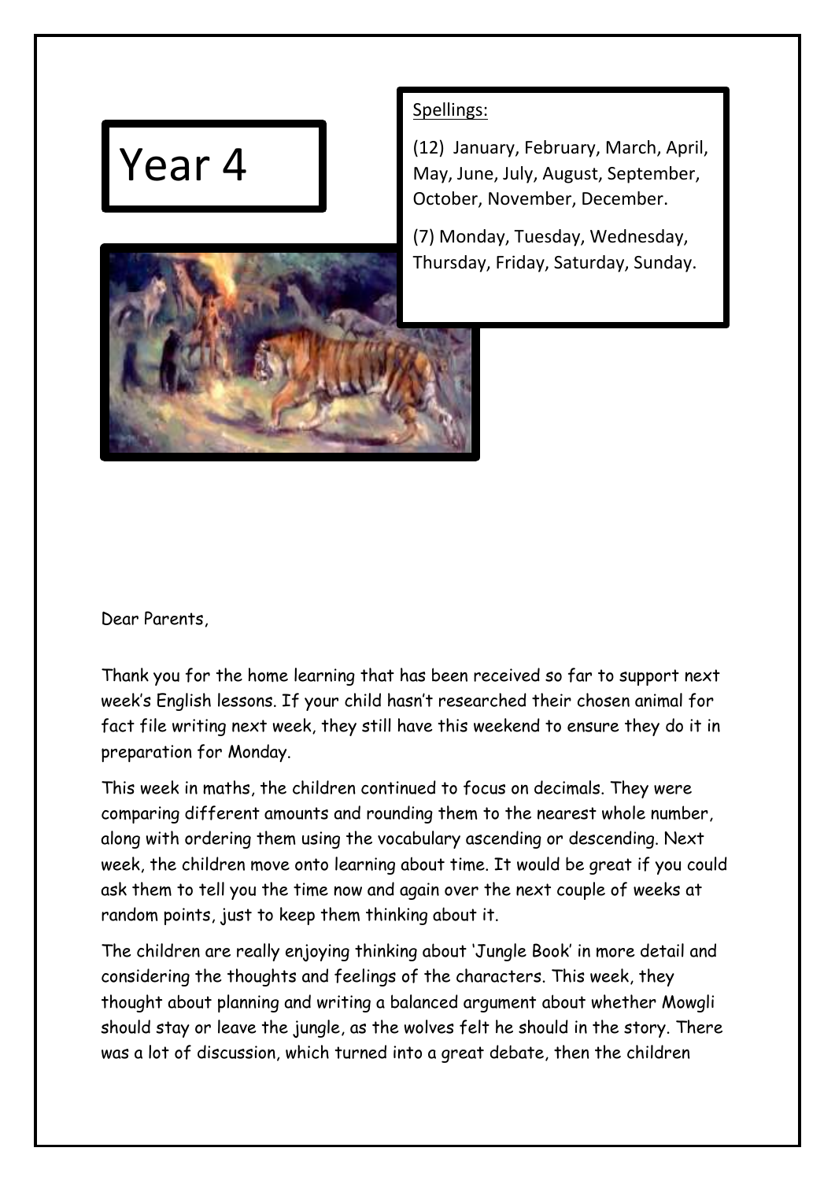# Year 4

Spellings:

(12) January, February, March, April, May, June, July, August, September, October, November, December.

(7) Monday, Tuesday, Wednesday, Thursday, Friday, Saturday, Sunday.

Dear Parents,

Thank you for the home learning that has been received so far to support next week's English lessons. If your child hasn't researched their chosen animal for fact file writing next week, they still have this weekend to ensure they do it in preparation for Monday.

This week in maths, the children continued to focus on decimals. They were comparing different amounts and rounding them to the nearest whole number, along with ordering them using the vocabulary ascending or descending. Next week, the children move onto learning about time. It would be great if you could ask them to tell you the time now and again over the next couple of weeks at random points, just to keep them thinking about it.

The children are really enjoying thinking about 'Jungle Book' in more detail and considering the thoughts and feelings of the characters. This week, they thought about planning and writing a balanced argument about whether Mowgli should stay or leave the jungle, as the wolves felt he should in the story. There was a lot of discussion, which turned into a great debate, then the children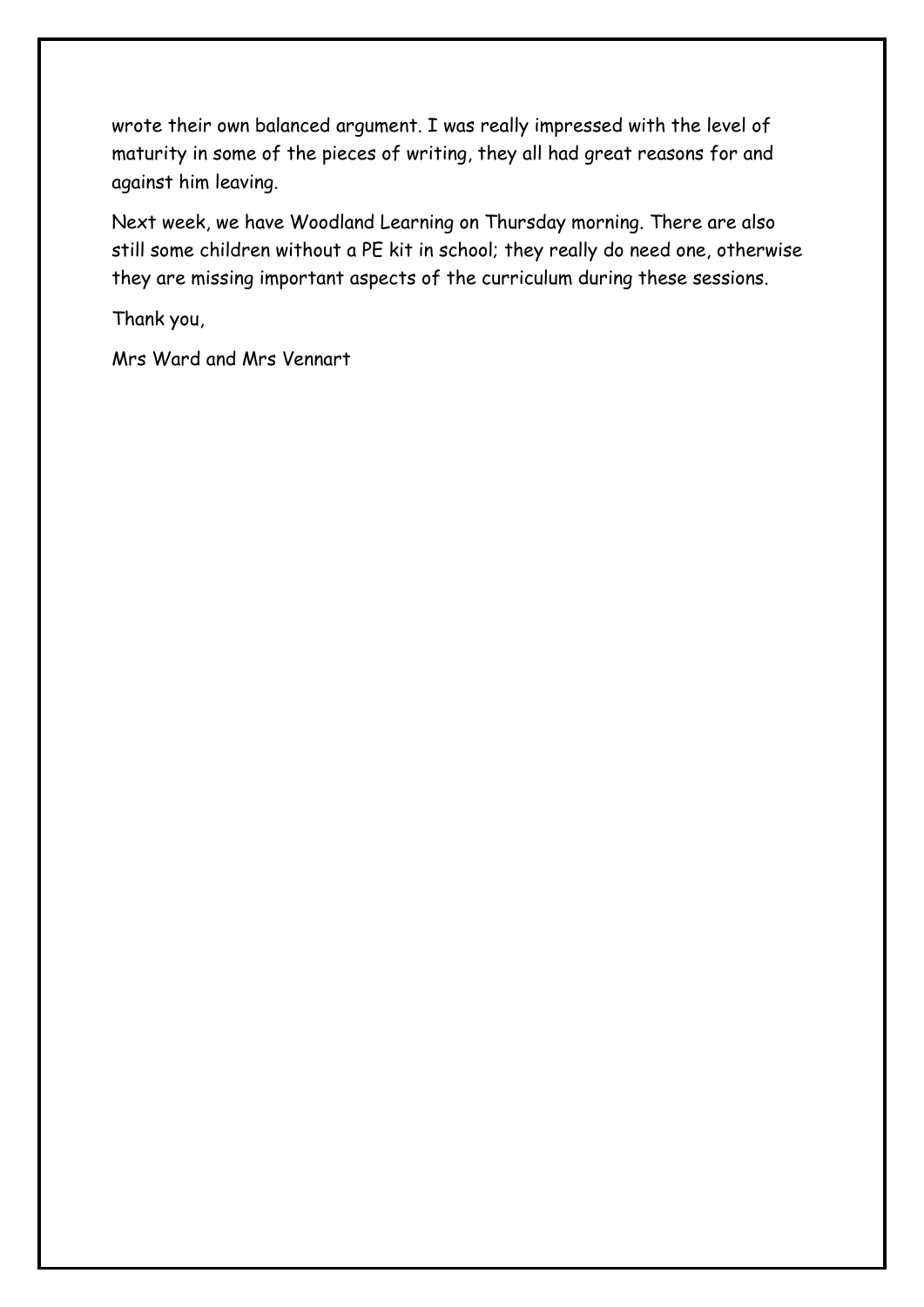wrote their own balanced argument. I was really impressed with the level of maturity in some of the pieces of writing, they all had great reasons for and against him leaving.

Next week, we have Woodland Learning on Thursday morning. There are also still some children without a PE kit in school; they really do need one, otherwise they are missing important aspects of the curriculum during these sessions.

Thank you,

Mrs Ward and Mrs Vennart